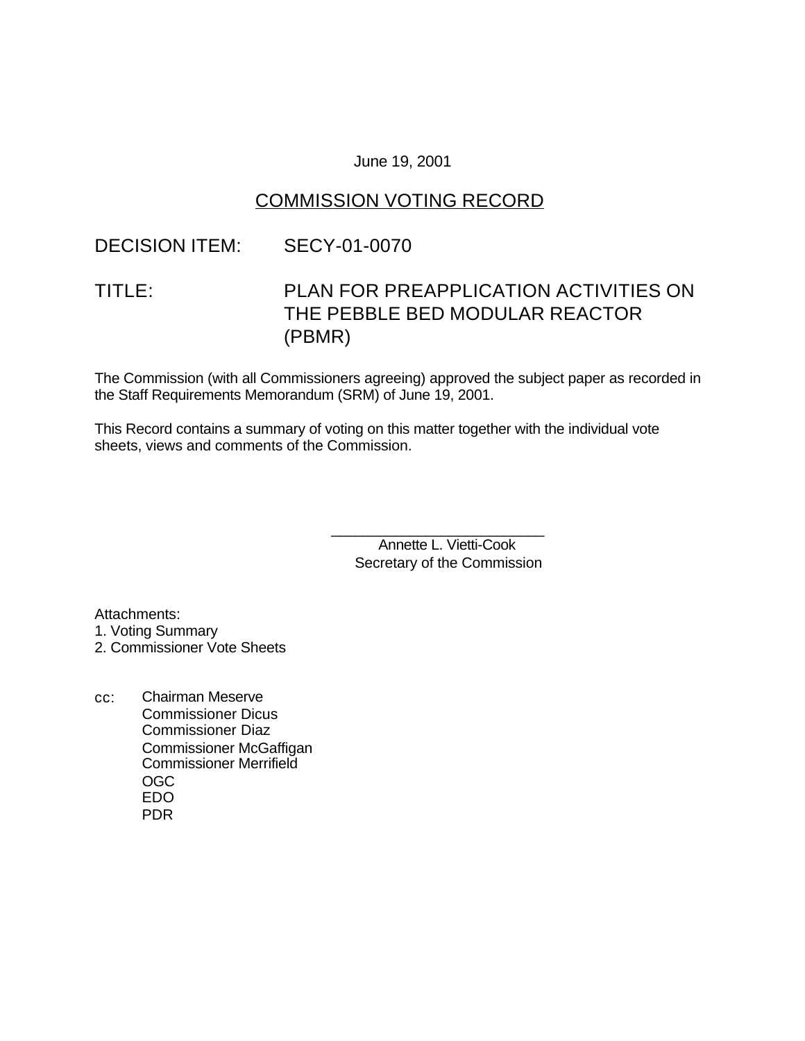June 19, 2001

# COMMISSION VOTING RECORD

DECISION ITEM: SECY-01-0070

TITLE: PLAN FOR PREAPPLICATION ACTIVITIES ON THE PEBBLE BED MODULAR REACTOR (PBMR)

The Commission (with all Commissioners agreeing) approved the subject paper as recorded in the Staff Requirements Memorandum (SRM) of June 19, 2001.

This Record contains a summary of voting on this matter together with the individual vote sheets, views and comments of the Commission.

\_\_\_\_\_\_\_\_\_\_\_\_\_\_\_\_\_\_\_\_\_\_\_\_\_\_\_
Annette L. Vietti-Cook
Secretary of the Commission

Attachments:
1. Voting Summary
2. Commissioner Vote Sheets

cc: Chairman Meserve
Commissioner Dicus
Commissioner Diaz
Commissioner McGaffigan
Commissioner Merrifield
OGC
EDO
PDR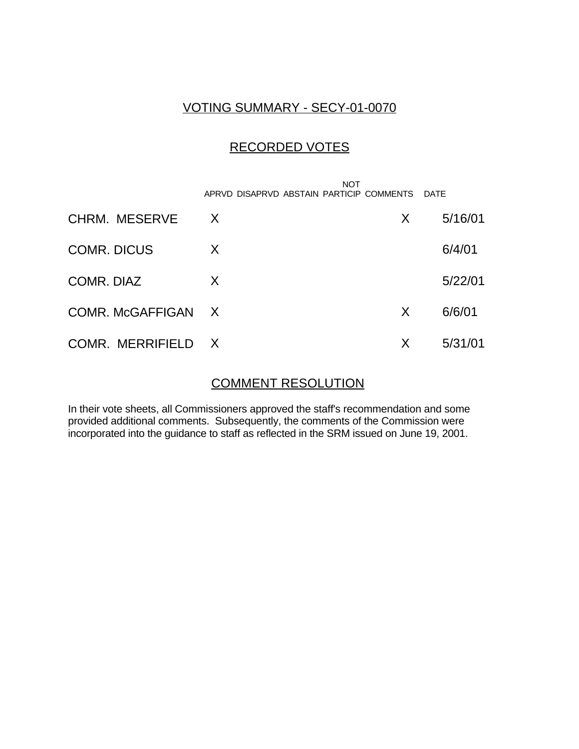# VOTING SUMMARY - SECY-01-0070

## RECORDED VOTES

| | APRVD | DISAPRVD | ABSTAIN | NOT PARTICIP | COMMENTS | DATE |
|---|---|---|---|---|---|---|
| CHRM. MESERVE | X | | | | X | 5/16/01 |
| COMR. DICUS | X | | | | | 6/4/01 |
| COMR. DIAZ | X | | | | | 5/22/01 |
| COMR. McGAFFIGAN | X | | | | X | 6/6/01 |
| COMR. MERRIFIELD | X | | | | X | 5/31/01 |

## COMMENT RESOLUTION

In their vote sheets, all Commissioners approved the staff's recommendation and some provided additional comments. Subsequently, the comments of the Commission were incorporated into the guidance to staff as reflected in the SRM issued on June 19, 2001.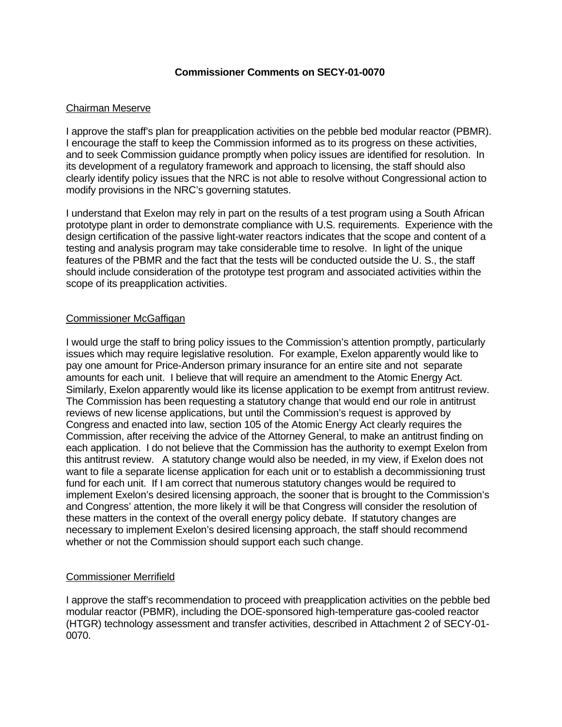**Commissioner Comments on SECY-01-0070**

Chairman Meserve

I approve the staff's plan for preapplication activities on the pebble bed modular reactor (PBMR). I encourage the staff to keep the Commission informed as to its progress on these activities, and to seek Commission guidance promptly when policy issues are identified for resolution. In its development of a regulatory framework and approach to licensing, the staff should also clearly identify policy issues that the NRC is not able to resolve without Congressional action to modify provisions in the NRC's governing statutes.

I understand that Exelon may rely in part on the results of a test program using a South African prototype plant in order to demonstrate compliance with U.S. requirements. Experience with the design certification of the passive light-water reactors indicates that the scope and content of a testing and analysis program may take considerable time to resolve. In light of the unique features of the PBMR and the fact that the tests will be conducted outside the U. S., the staff should include consideration of the prototype test program and associated activities within the scope of its preapplication activities.

Commissioner McGaffigan

I would urge the staff to bring policy issues to the Commission's attention promptly, particularly issues which may require legislative resolution. For example, Exelon apparently would like to pay one amount for Price-Anderson primary insurance for an entire site and not separate amounts for each unit. I believe that will require an amendment to the Atomic Energy Act. Similarly, Exelon apparently would like its license application to be exempt from antitrust review. The Commission has been requesting a statutory change that would end our role in antitrust reviews of new license applications, but until the Commission's request is approved by Congress and enacted into law, section 105 of the Atomic Energy Act clearly requires the Commission, after receiving the advice of the Attorney General, to make an antitrust finding on each application. I do not believe that the Commission has the authority to exempt Exelon from this antitrust review. A statutory change would also be needed, in my view, if Exelon does not want to file a separate license application for each unit or to establish a decommissioning trust fund for each unit. If I am correct that numerous statutory changes would be required to implement Exelon's desired licensing approach, the sooner that is brought to the Commission's and Congress' attention, the more likely it will be that Congress will consider the resolution of these matters in the context of the overall energy policy debate. If statutory changes are necessary to implement Exelon's desired licensing approach, the staff should recommend whether or not the Commission should support each such change.

Commissioner Merrifield

I approve the staff's recommendation to proceed with preapplication activities on the pebble bed modular reactor (PBMR), including the DOE-sponsored high-temperature gas-cooled reactor (HTGR) technology assessment and transfer activities, described in Attachment 2 of SECY-01-0070.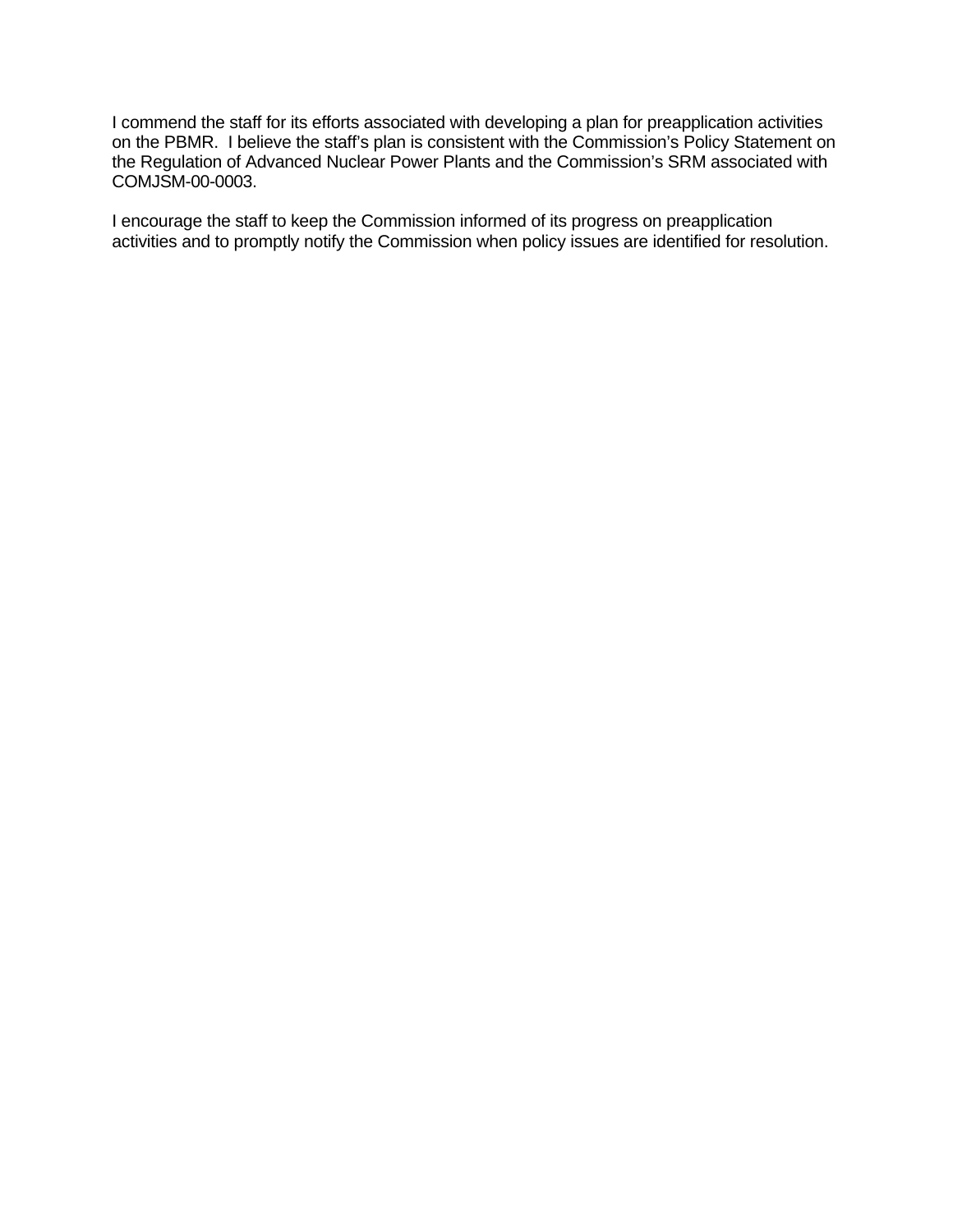I commend the staff for its efforts associated with developing a plan for preapplication activities on the PBMR. I believe the staff's plan is consistent with the Commission's Policy Statement on the Regulation of Advanced Nuclear Power Plants and the Commission's SRM associated with COMJSM-00-0003.

I encourage the staff to keep the Commission informed of its progress on preapplication activities and to promptly notify the Commission when policy issues are identified for resolution.